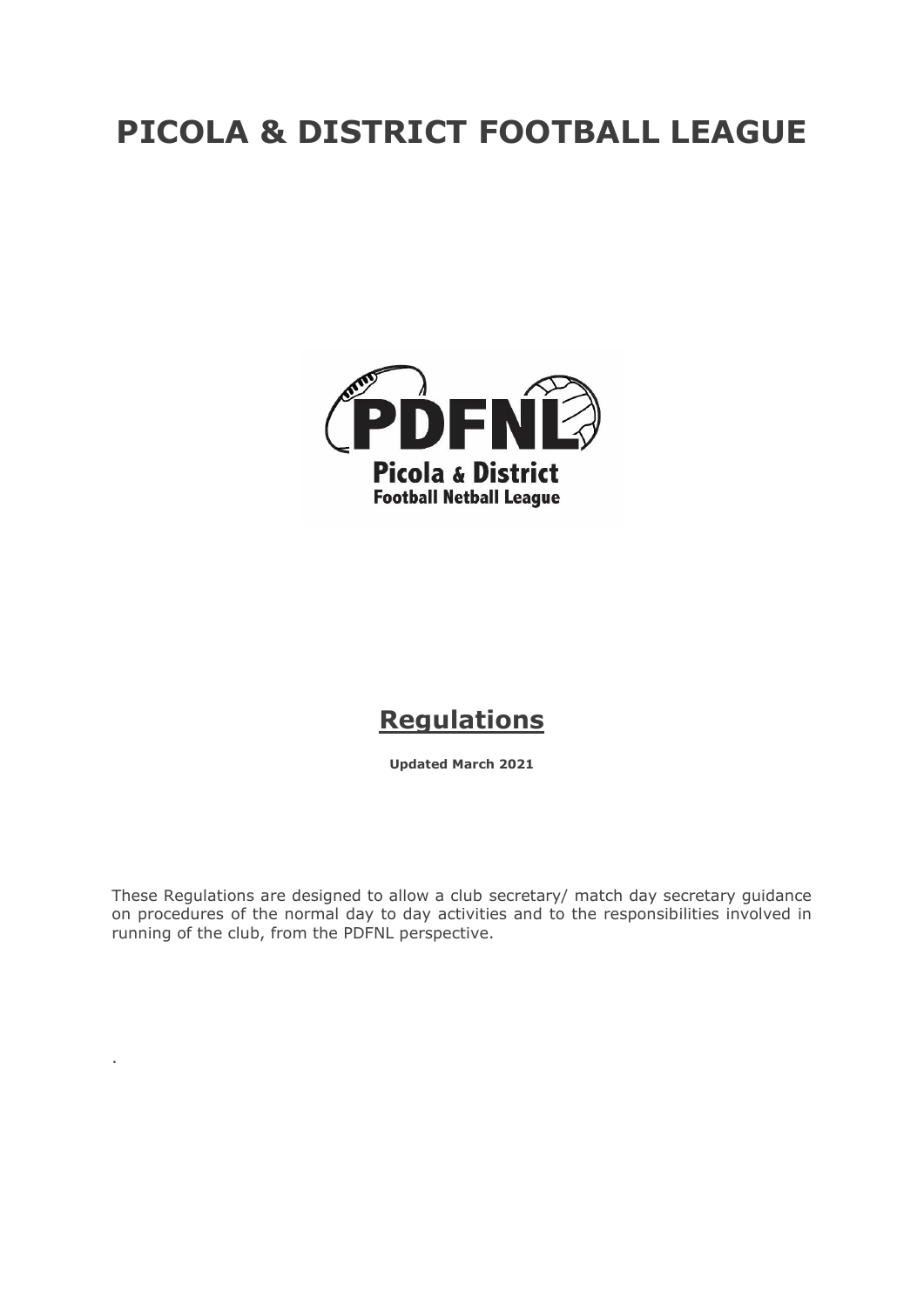# PICOLA & DISTRICT FOOTBALL LEAGUE

PDFNL
Picola & District
Football Netball League

## Regulations

**Updated March 2021**

These Regulations are designed to allow a club secretary/ match day secretary guidance on procedures of the normal day to day activities and to the responsibilities involved in running of the club, from the PDFNL perspective.

.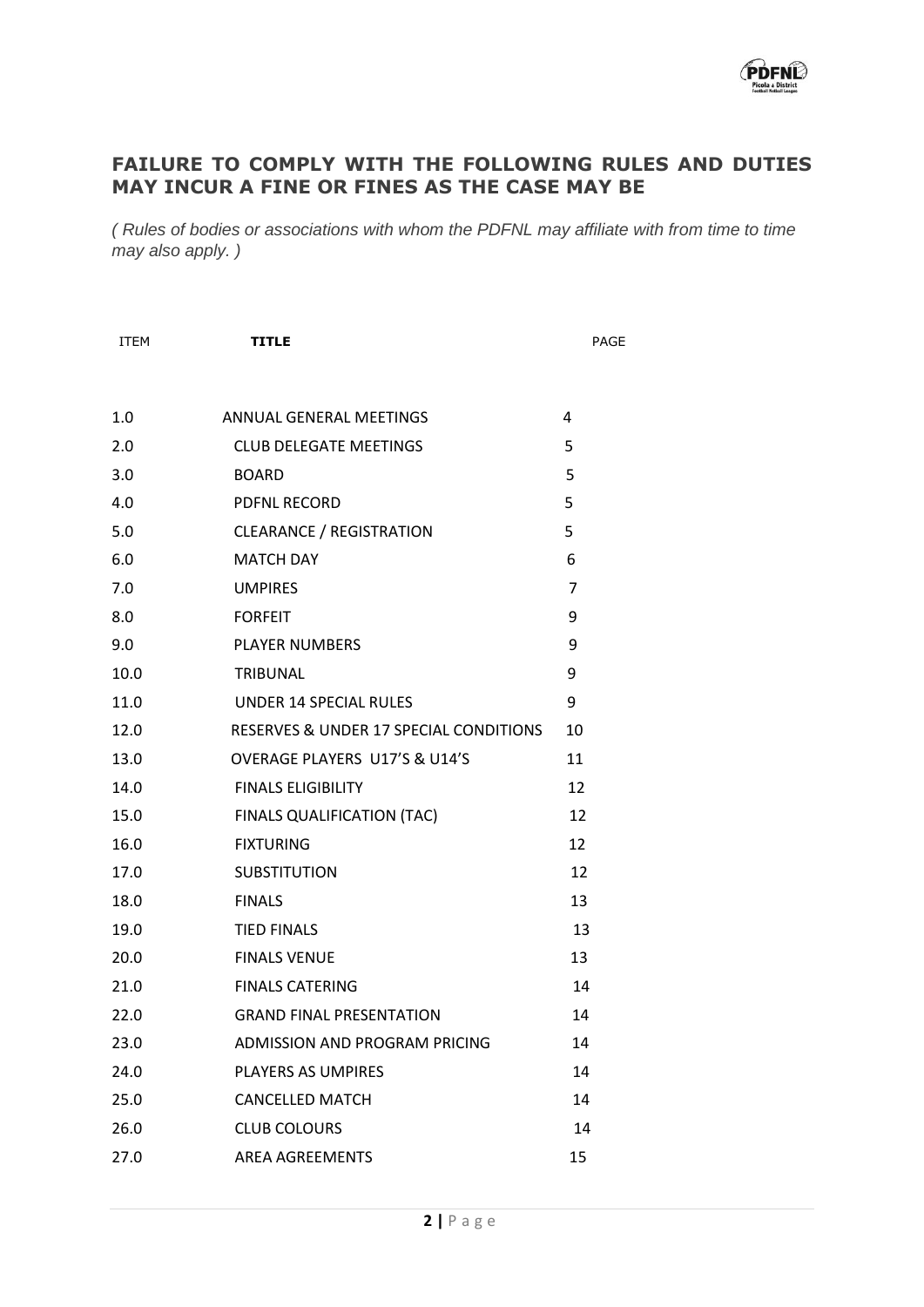## FAILURE TO COMPLY WITH THE FOLLOWING RULES AND DUTIES MAY INCUR A FINE OR FINES AS THE CASE MAY BE

*( Rules of bodies or associations with whom the PDFNL may affiliate with from time to time may also apply. )*

| ITEM | TITLE | PAGE |
|---|---|---|
| 1.0 | ANNUAL GENERAL MEETINGS | 4 |
| 2.0 | CLUB DELEGATE MEETINGS | 5 |
| 3.0 | BOARD | 5 |
| 4.0 | PDFNL RECORD | 5 |
| 5.0 | CLEARANCE / REGISTRATION | 5 |
| 6.0 | MATCH DAY | 6 |
| 7.0 | UMPIRES | 7 |
| 8.0 | FORFEIT | 9 |
| 9.0 | PLAYER NUMBERS | 9 |
| 10.0 | TRIBUNAL | 9 |
| 11.0 | UNDER 14 SPECIAL RULES | 9 |
| 12.0 | RESERVES & UNDER 17 SPECIAL CONDITIONS | 10 |
| 13.0 | OVERAGE PLAYERS U17'S & U14'S | 11 |
| 14.0 | FINALS ELIGIBILITY | 12 |
| 15.0 | FINALS QUALIFICATION (TAC) | 12 |
| 16.0 | FIXTURING | 12 |
| 17.0 | SUBSTITUTION | 12 |
| 18.0 | FINALS | 13 |
| 19.0 | TIED FINALS | 13 |
| 20.0 | FINALS VENUE | 13 |
| 21.0 | FINALS CATERING | 14 |
| 22.0 | GRAND FINAL PRESENTATION | 14 |
| 23.0 | ADMISSION AND PROGRAM PRICING | 14 |
| 24.0 | PLAYERS AS UMPIRES | 14 |
| 25.0 | CANCELLED MATCH | 14 |
| 26.0 | CLUB COLOURS | 14 |
| 27.0 | AREA AGREEMENTS | 15 |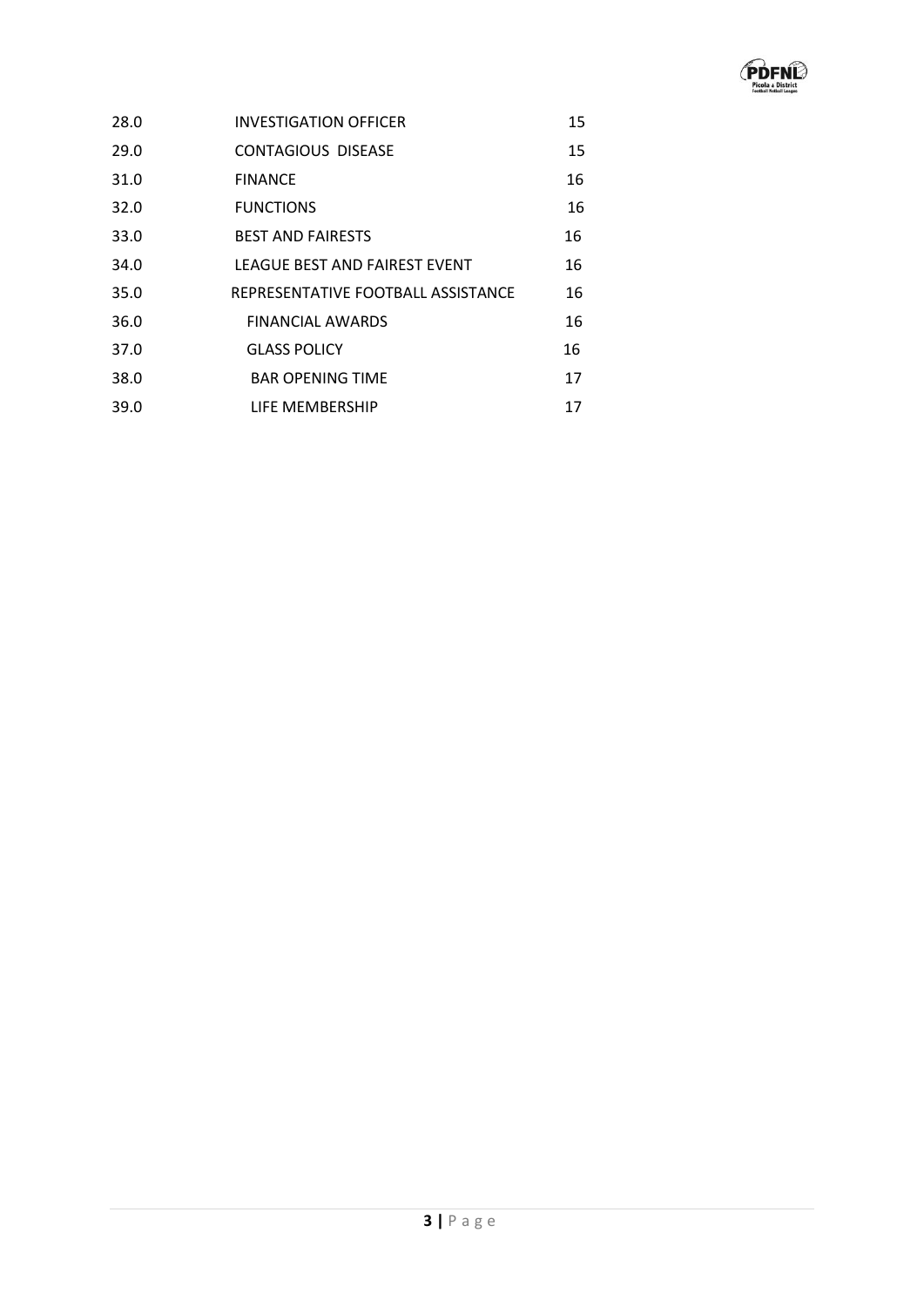| | | |
|---|---|---|
| 28.0 | INVESTIGATION OFFICER | 15 |
| 29.0 | CONTAGIOUS DISEASE | 15 |
| 31.0 | FINANCE | 16 |
| 32.0 | FUNCTIONS | 16 |
| 33.0 | BEST AND FAIRESTS | 16 |
| 34.0 | LEAGUE BEST AND FAIREST EVENT | 16 |
| 35.0 | REPRESENTATIVE FOOTBALL ASSISTANCE | 16 |
| 36.0 | FINANCIAL AWARDS | 16 |
| 37.0 | GLASS POLICY | 16 |
| 38.0 | BAR OPENING TIME | 17 |
| 39.0 | LIFE MEMBERSHIP | 17 |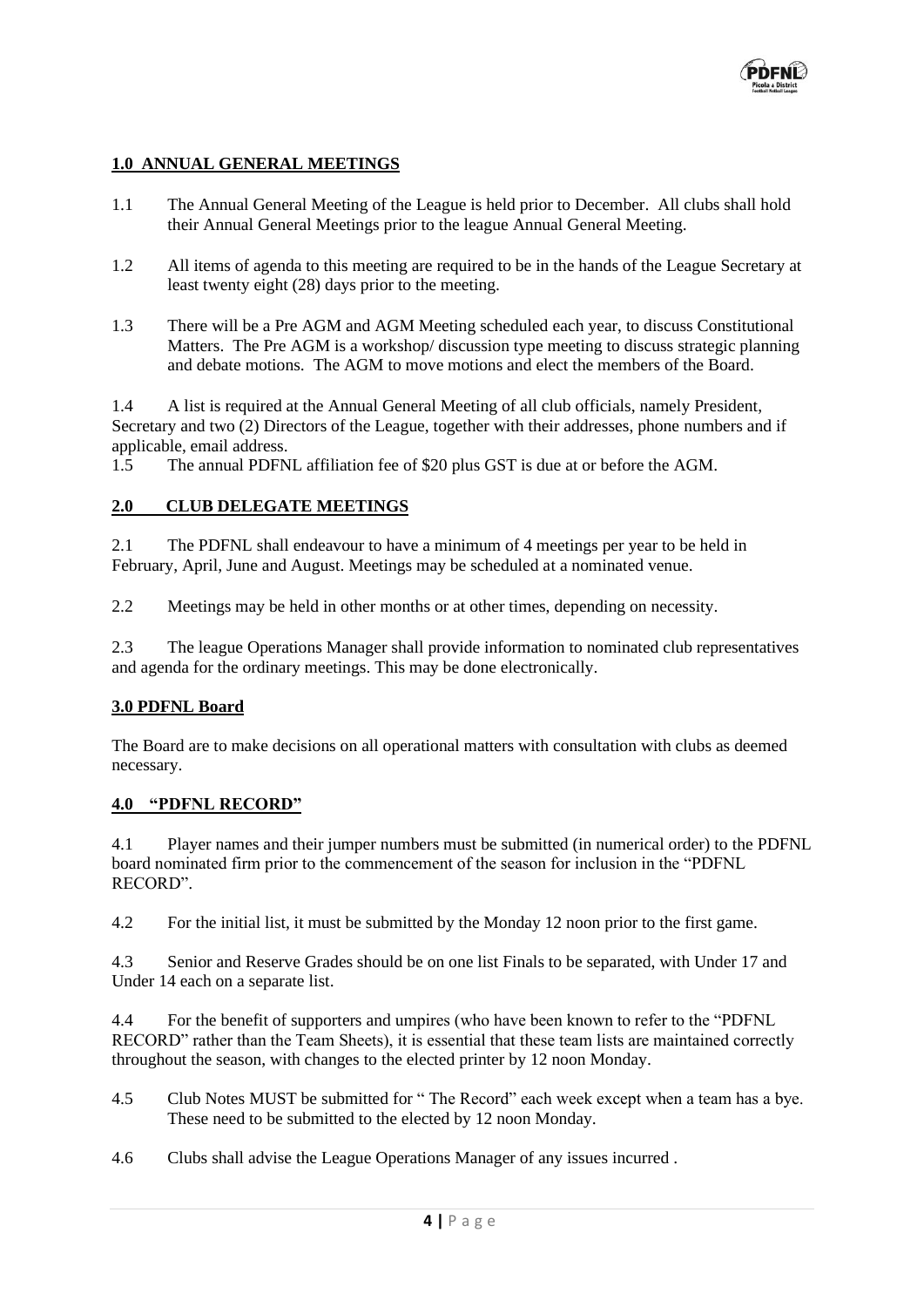## 1.0 ANNUAL GENERAL MEETINGS

1.1 The Annual General Meeting of the League is held prior to December. All clubs shall hold their Annual General Meetings prior to the league Annual General Meeting.

1.2 All items of agenda to this meeting are required to be in the hands of the League Secretary at least twenty eight (28) days prior to the meeting.

1.3 There will be a Pre AGM and AGM Meeting scheduled each year, to discuss Constitutional Matters. The Pre AGM is a workshop/ discussion type meeting to discuss strategic planning and debate motions. The AGM to move motions and elect the members of the Board.

1.4 A list is required at the Annual General Meeting of all club officials, namely President, Secretary and two (2) Directors of the League, together with their addresses, phone numbers and if applicable, email address.

1.5 The annual PDFNL affiliation fee of $20 plus GST is due at or before the AGM.

## 2.0 CLUB DELEGATE MEETINGS

2.1 The PDFNL shall endeavour to have a minimum of 4 meetings per year to be held in February, April, June and August. Meetings may be scheduled at a nominated venue.

2.2 Meetings may be held in other months or at other times, depending on necessity.

2.3 The league Operations Manager shall provide information to nominated club representatives and agenda for the ordinary meetings. This may be done electronically.

## 3.0 PDFNL Board

The Board are to make decisions on all operational matters with consultation with clubs as deemed necessary.

## 4.0 "PDFNL RECORD"

4.1 Player names and their jumper numbers must be submitted (in numerical order) to the PDFNL board nominated firm prior to the commencement of the season for inclusion in the "PDFNL RECORD".

4.2 For the initial list, it must be submitted by the Monday 12 noon prior to the first game.

4.3 Senior and Reserve Grades should be on one list Finals to be separated, with Under 17 and Under 14 each on a separate list.

4.4 For the benefit of supporters and umpires (who have been known to refer to the "PDFNL RECORD" rather than the Team Sheets), it is essential that these team lists are maintained correctly throughout the season, with changes to the elected printer by 12 noon Monday.

4.5 Club Notes MUST be submitted for " The Record" each week except when a team has a bye. These need to be submitted to the elected by 12 noon Monday.

4.6 Clubs shall advise the League Operations Manager of any issues incurred .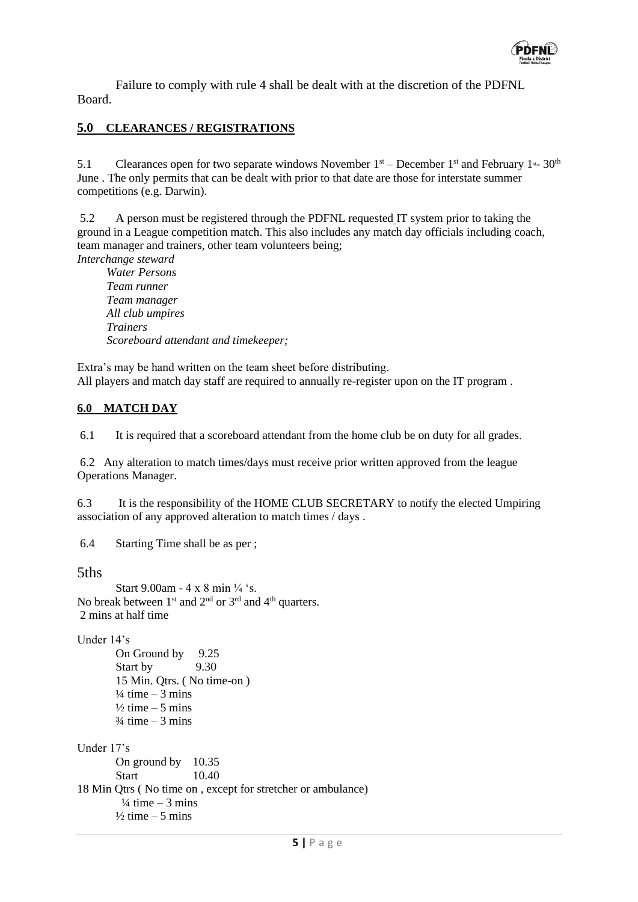Failure to comply with rule 4 shall be dealt with at the discretion of the PDFNL Board.

## 5.0 CLEARANCES / REGISTRATIONS

5.1 Clearances open for two separate windows November 1st – December 1st and February 1st - 30th June . The only permits that can be dealt with prior to that date are those for interstate summer competitions (e.g. Darwin).

5.2 A person must be registered through the PDFNL requested IT system prior to taking the ground in a League competition match. This also includes any match day officials including coach, team manager and trainers, other team volunteers being;

*Interchange steward*
*Water Persons*
*Team runner*
*Team manager*
*All club umpires*
*Trainers*
*Scoreboard attendant and timekeeper;*

Extra's may be hand written on the team sheet before distributing.
All players and match day staff are required to annually re-register upon on the IT program .

## 6.0 MATCH DAY

6.1 It is required that a scoreboard attendant from the home club be on duty for all grades.

6.2 Any alteration to match times/days must receive prior written approved from the league Operations Manager.

6.3 It is the responsibility of the HOME CLUB SECRETARY to notify the elected Umpiring association of any approved alteration to match times / days .

6.4 Starting Time shall be as per ;

5ths

Start 9.00am - 4 x 8 min ¼ 's.
No break between 1st and 2nd or 3rd and 4th quarters.
2 mins at half time

Under 14's

On Ground by 9.25
Start by 9.30
15 Min. Qtrs. ( No time-on )
¼ time – 3 mins
½ time – 5 mins
¾ time – 3 mins

Under 17's

On ground by 10.35
Start 10.40
18 Min Qtrs ( No time on , except for stretcher or ambulance)
¼ time – 3 mins
½ time – 5 mins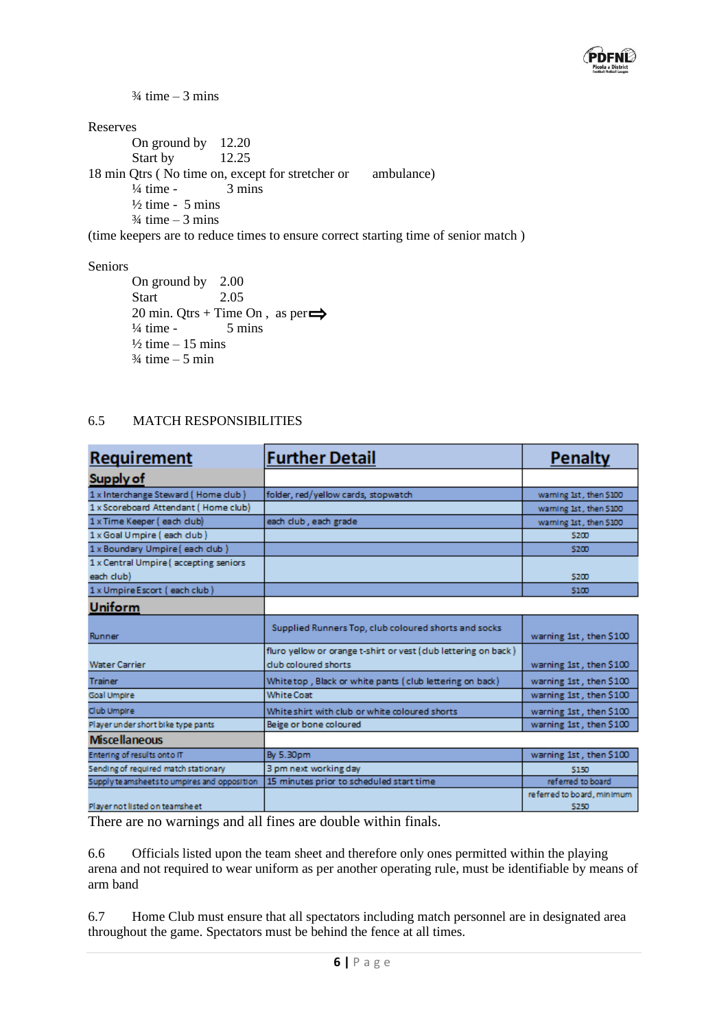¾ time – 3 mins

Reserves

On ground by 12.20
Start by 12.25

18 min Qtrs ( No time on, except for stretcher or ambulance)

¼ time - 3 mins
½ time - 5 mins
¾ time – 3 mins

(time keepers are to reduce times to ensure correct starting time of senior match )

Seniors

On ground by 2.00
Start 2.05
20 min. Qtrs + Time On , as per ⇨
¼ time - 5 mins
½ time – 15 mins
¾ time – 5 min

6.5 MATCH RESPONSIBILITIES

| Requirement | Further Detail | Penalty |
|---|---|---|
| **Supply of** | | |
| 1 x Interchange Steward ( Home club ) | folder, red/yellow cards, stopwatch | warning 1st , then $100 |
| 1 x Scoreboard Attendant ( Home club) | | warning 1st , then $100 |
| 1 x Time Keeper ( each club) | each club , each grade | warning 1st , then $100 |
| 1 x Goal Umpire ( each club ) | | $200 |
| 1 x Boundary Umpire ( each club ) | | $200 |
| 1 x Central Umpire ( accepting seniors each club) | | $200 |
| 1 x Umpire Escort ( each club ) | | $100 |
| **Uniform** | | |
| Runner | Supplied Runners Top, club coloured shorts and socks | warning 1st , then $100 |
| Water Carrier | fluro yellow or orange t-shirt or vest (club lettering on back ) club coloured shorts | warning 1st , then $100 |
| Trainer | White top , Black or white pants ( club lettering on back) | warning 1st , then $100 |
| Goal Umpire | White Coat | warning 1st , then $100 |
| Club Umpire | White shirt with club or white coloured shorts | warning 1st , then $100 |
| Player under short bike type pants | Beige or bone coloured | warning 1st , then $100 |
| **Miscellaneous** | | |
| Entering of results onto IT | By 5.30pm | warning 1st , then $100 |
| Sending of required match stationary | 3 pm next working day | $150 |
| Supply teamsheets to umpires and opposition | 15 minutes prior to scheduled start time | referred to board |
| Player not listed on teamsheet | | referred to board, minimum $250 |

There are no warnings and all fines are double within finals.

6.6 Officials listed upon the team sheet and therefore only ones permitted within the playing arena and not required to wear uniform as per another operating rule, must be identifiable by means of arm band

6.7 Home Club must ensure that all spectators including match personnel are in designated area throughout the game. Spectators must be behind the fence at all times.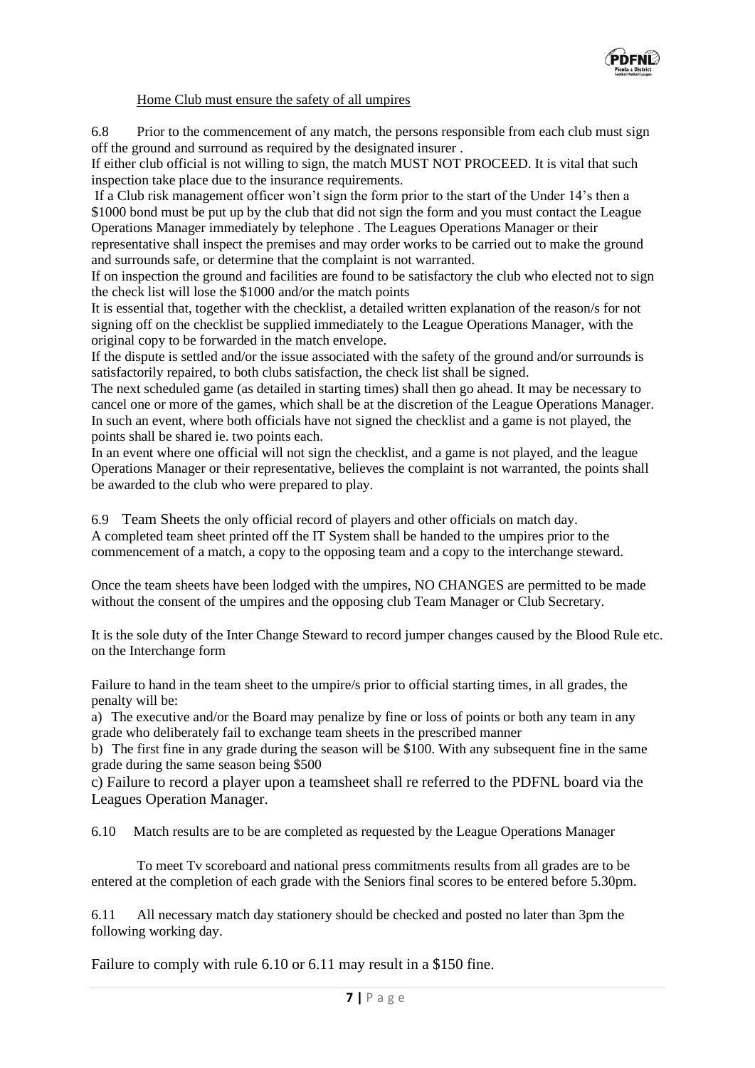Home Club must ensure the safety of all umpires

6.8 Prior to the commencement of any match, the persons responsible from each club must sign off the ground and surround as required by the designated insurer .

If either club official is not willing to sign, the match MUST NOT PROCEED. It is vital that such inspection take place due to the insurance requirements.

If a Club risk management officer won't sign the form prior to the start of the Under 14's then a $1000 bond must be put up by the club that did not sign the form and you must contact the League Operations Manager immediately by telephone . The Leagues Operations Manager or their representative shall inspect the premises and may order works to be carried out to make the ground and surrounds safe, or determine that the complaint is not warranted.

If on inspection the ground and facilities are found to be satisfactory the club who elected not to sign the check list will lose the $1000 and/or the match points

It is essential that, together with the checklist, a detailed written explanation of the reason/s for not signing off on the checklist be supplied immediately to the League Operations Manager, with the original copy to be forwarded in the match envelope.

If the dispute is settled and/or the issue associated with the safety of the ground and/or surrounds is satisfactorily repaired, to both clubs satisfaction, the check list shall be signed.

The next scheduled game (as detailed in starting times) shall then go ahead. It may be necessary to cancel one or more of the games, which shall be at the discretion of the League Operations Manager. In such an event, where both officials have not signed the checklist and a game is not played, the points shall be shared ie. two points each.

In an event where one official will not sign the checklist, and a game is not played, and the league Operations Manager or their representative, believes the complaint is not warranted, the points shall be awarded to the club who were prepared to play.

6.9 Team Sheets the only official record of players and other officials on match day.

A completed team sheet printed off the IT System shall be handed to the umpires prior to the commencement of a match, a copy to the opposing team and a copy to the interchange steward.

Once the team sheets have been lodged with the umpires, NO CHANGES are permitted to be made without the consent of the umpires and the opposing club Team Manager or Club Secretary.

It is the sole duty of the Inter Change Steward to record jumper changes caused by the Blood Rule etc. on the Interchange form

Failure to hand in the team sheet to the umpire/s prior to official starting times, in all grades, the penalty will be:

a) The executive and/or the Board may penalize by fine or loss of points or both any team in any grade who deliberately fail to exchange team sheets in the prescribed manner

b) The first fine in any grade during the season will be $100. With any subsequent fine in the same grade during the same season being $500

c) Failure to record a player upon a teamsheet shall re referred to the PDFNL board via the Leagues Operation Manager.

6.10 Match results are to be are completed as requested by the League Operations Manager

To meet Tv scoreboard and national press commitments results from all grades are to be entered at the completion of each grade with the Seniors final scores to be entered before 5.30pm.

6.11 All necessary match day stationery should be checked and posted no later than 3pm the following working day.

Failure to comply with rule 6.10 or 6.11 may result in a $150 fine.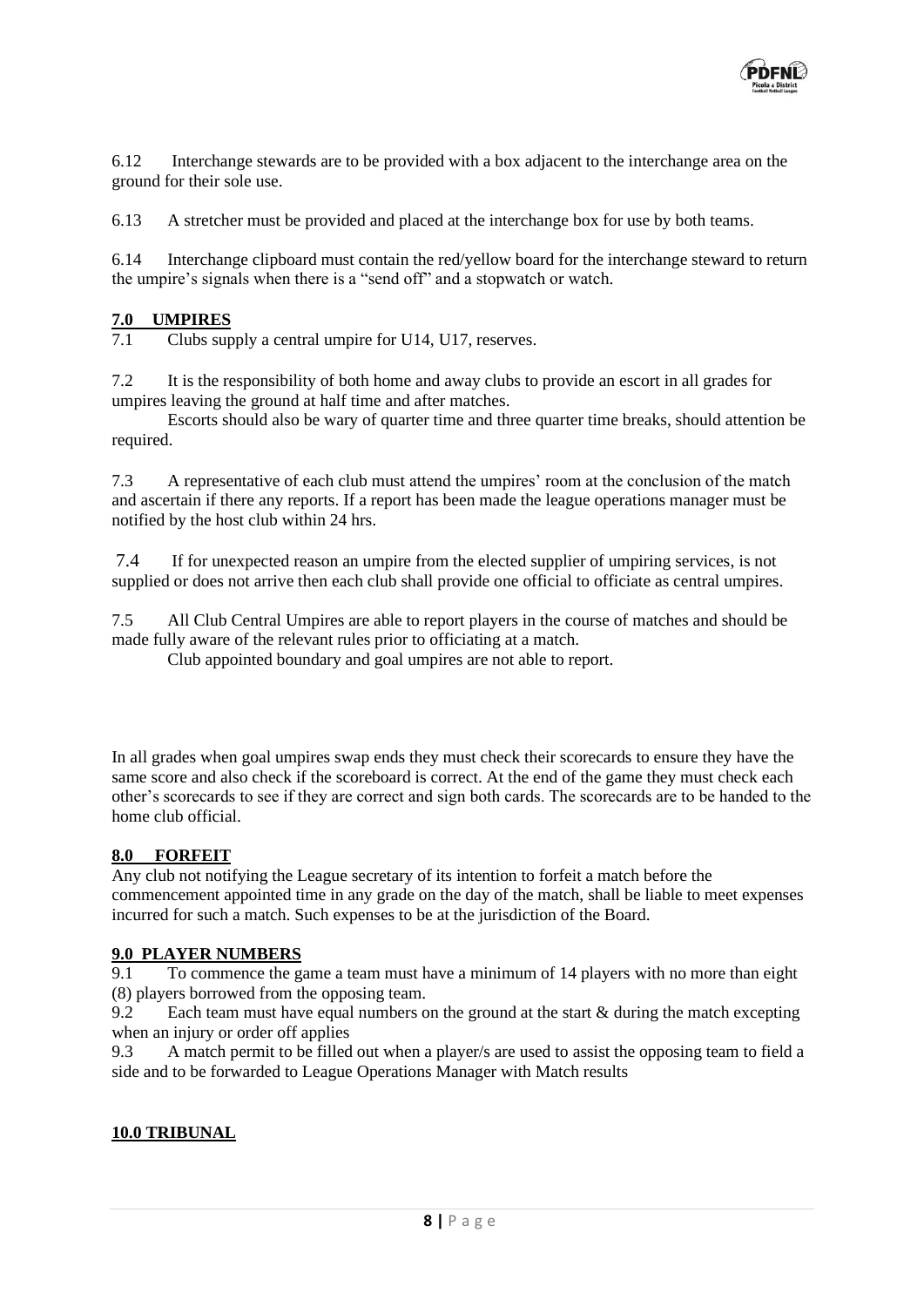6.12 Interchange stewards are to be provided with a box adjacent to the interchange area on the ground for their sole use.

6.13 A stretcher must be provided and placed at the interchange box for use by both teams.

6.14 Interchange clipboard must contain the red/yellow board for the interchange steward to return the umpire's signals when there is a "send off" and a stopwatch or watch.

## 7.0 UMPIRES

7.1 Clubs supply a central umpire for U14, U17, reserves.

7.2 It is the responsibility of both home and away clubs to provide an escort in all grades for umpires leaving the ground at half time and after matches.

Escorts should also be wary of quarter time and three quarter time breaks, should attention be required.

7.3 A representative of each club must attend the umpires' room at the conclusion of the match and ascertain if there any reports. If a report has been made the league operations manager must be notified by the host club within 24 hrs.

7.4 If for unexpected reason an umpire from the elected supplier of umpiring services, is not supplied or does not arrive then each club shall provide one official to officiate as central umpires.

7.5 All Club Central Umpires are able to report players in the course of matches and should be made fully aware of the relevant rules prior to officiating at a match.

Club appointed boundary and goal umpires are not able to report.

In all grades when goal umpires swap ends they must check their scorecards to ensure they have the same score and also check if the scoreboard is correct. At the end of the game they must check each other's scorecards to see if they are correct and sign both cards. The scorecards are to be handed to the home club official.

## 8.0 FORFEIT

Any club not notifying the League secretary of its intention to forfeit a match before the commencement appointed time in any grade on the day of the match, shall be liable to meet expenses incurred for such a match. Such expenses to be at the jurisdiction of the Board.

## 9.0 PLAYER NUMBERS

9.1 To commence the game a team must have a minimum of 14 players with no more than eight (8) players borrowed from the opposing team.

9.2 Each team must have equal numbers on the ground at the start & during the match excepting when an injury or order off applies

9.3 A match permit to be filled out when a player/s are used to assist the opposing team to field a side and to be forwarded to League Operations Manager with Match results

## 10.0 TRIBUNAL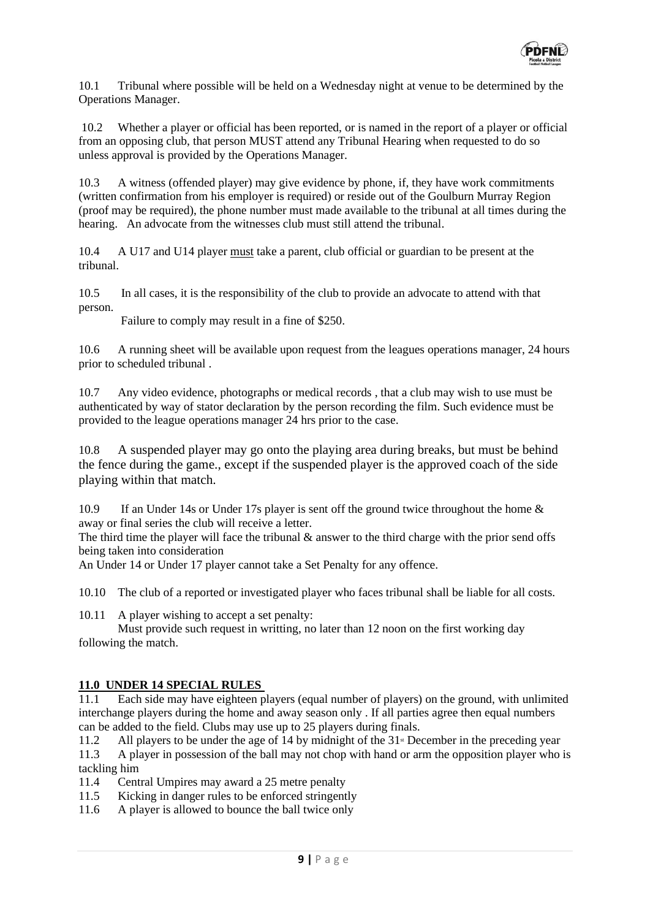10.1 Tribunal where possible will be held on a Wednesday night at venue to be determined by the Operations Manager.

10.2 Whether a player or official has been reported, or is named in the report of a player or official from an opposing club, that person MUST attend any Tribunal Hearing when requested to do so unless approval is provided by the Operations Manager.

10.3 A witness (offended player) may give evidence by phone, if, they have work commitments (written confirmation from his employer is required) or reside out of the Goulburn Murray Region (proof may be required), the phone number must made available to the tribunal at all times during the hearing. An advocate from the witnesses club must still attend the tribunal.

10.4 A U17 and U14 player <u>must</u> take a parent, club official or guardian to be present at the tribunal.

10.5 In all cases, it is the responsibility of the club to provide an advocate to attend with that person.
Failure to comply may result in a fine of $250.

10.6 A running sheet will be available upon request from the leagues operations manager, 24 hours prior to scheduled tribunal .

10.7 Any video evidence, photographs or medical records , that a club may wish to use must be authenticated by way of stator declaration by the person recording the film. Such evidence must be provided to the league operations manager 24 hrs prior to the case.

10.8 A suspended player may go onto the playing area during breaks, but must be behind the fence during the game., except if the suspended player is the approved coach of the side playing within that match.

10.9 If an Under 14s or Under 17s player is sent off the ground twice throughout the home & away or final series the club will receive a letter.
The third time the player will face the tribunal & answer to the third charge with the prior send offs being taken into consideration
An Under 14 or Under 17 player cannot take a Set Penalty for any offence.

10.10 The club of a reported or investigated player who faces tribunal shall be liable for all costs.

10.11 A player wishing to accept a set penalty:
Must provide such request in writting, no later than 12 noon on the first working day following the match.

## 11.0 UNDER 14 SPECIAL RULES

11.1 Each side may have eighteen players (equal number of players) on the ground, with unlimited interchange players during the home and away season only . If all parties agree then equal numbers can be added to the field. Clubs may use up to 25 players during finals.

11.2 All players to be under the age of 14 by midnight of the 31st December in the preceding year

11.3 A player in possession of the ball may not chop with hand or arm the opposition player who is tackling him

11.4 Central Umpires may award a 25 metre penalty

11.5 Kicking in danger rules to be enforced stringently

11.6 A player is allowed to bounce the ball twice only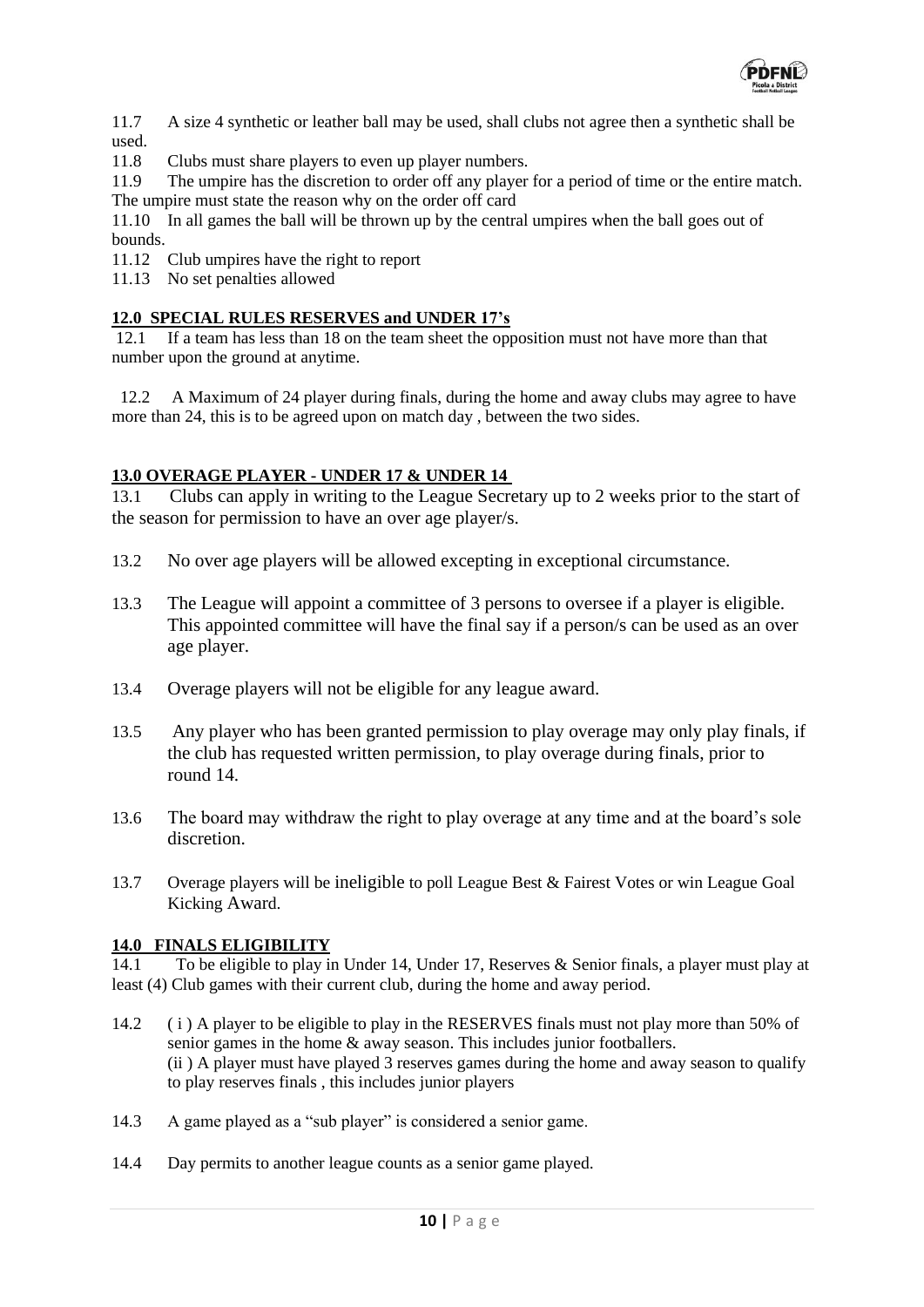11.7 A size 4 synthetic or leather ball may be used, shall clubs not agree then a synthetic shall be used.

11.8 Clubs must share players to even up player numbers.

11.9 The umpire has the discretion to order off any player for a period of time or the entire match. The umpire must state the reason why on the order off card

11.10 In all games the ball will be thrown up by the central umpires when the ball goes out of bounds.

11.12 Club umpires have the right to report

11.13 No set penalties allowed

## 12.0 SPECIAL RULES RESERVES and UNDER 17's

12.1 If a team has less than 18 on the team sheet the opposition must not have more than that number upon the ground at anytime.

12.2 A Maximum of 24 player during finals, during the home and away clubs may agree to have more than 24, this is to be agreed upon on match day , between the two sides.

## 13.0 OVERAGE PLAYER - UNDER 17 & UNDER 14

13.1 Clubs can apply in writing to the League Secretary up to 2 weeks prior to the start of the season for permission to have an over age player/s.

13.2 No over age players will be allowed excepting in exceptional circumstance.

13.3 The League will appoint a committee of 3 persons to oversee if a player is eligible. This appointed committee will have the final say if a person/s can be used as an over age player.

13.4 Overage players will not be eligible for any league award.

13.5 Any player who has been granted permission to play overage may only play finals, if the club has requested written permission, to play overage during finals, prior to round 14.

13.6 The board may withdraw the right to play overage at any time and at the board's sole discretion.

13.7 Overage players will be ineligible to poll League Best & Fairest Votes or win League Goal Kicking Award.

## 14.0 FINALS ELIGIBILITY

14.1 To be eligible to play in Under 14, Under 17, Reserves & Senior finals, a player must play at least (4) Club games with their current club, during the home and away period.

14.2 ( i ) A player to be eligible to play in the RESERVES finals must not play more than 50% of senior games in the home & away season. This includes junior footballers.
(ii ) A player must have played 3 reserves games during the home and away season to qualify to play reserves finals , this includes junior players

14.3 A game played as a "sub player" is considered a senior game.

14.4 Day permits to another league counts as a senior game played.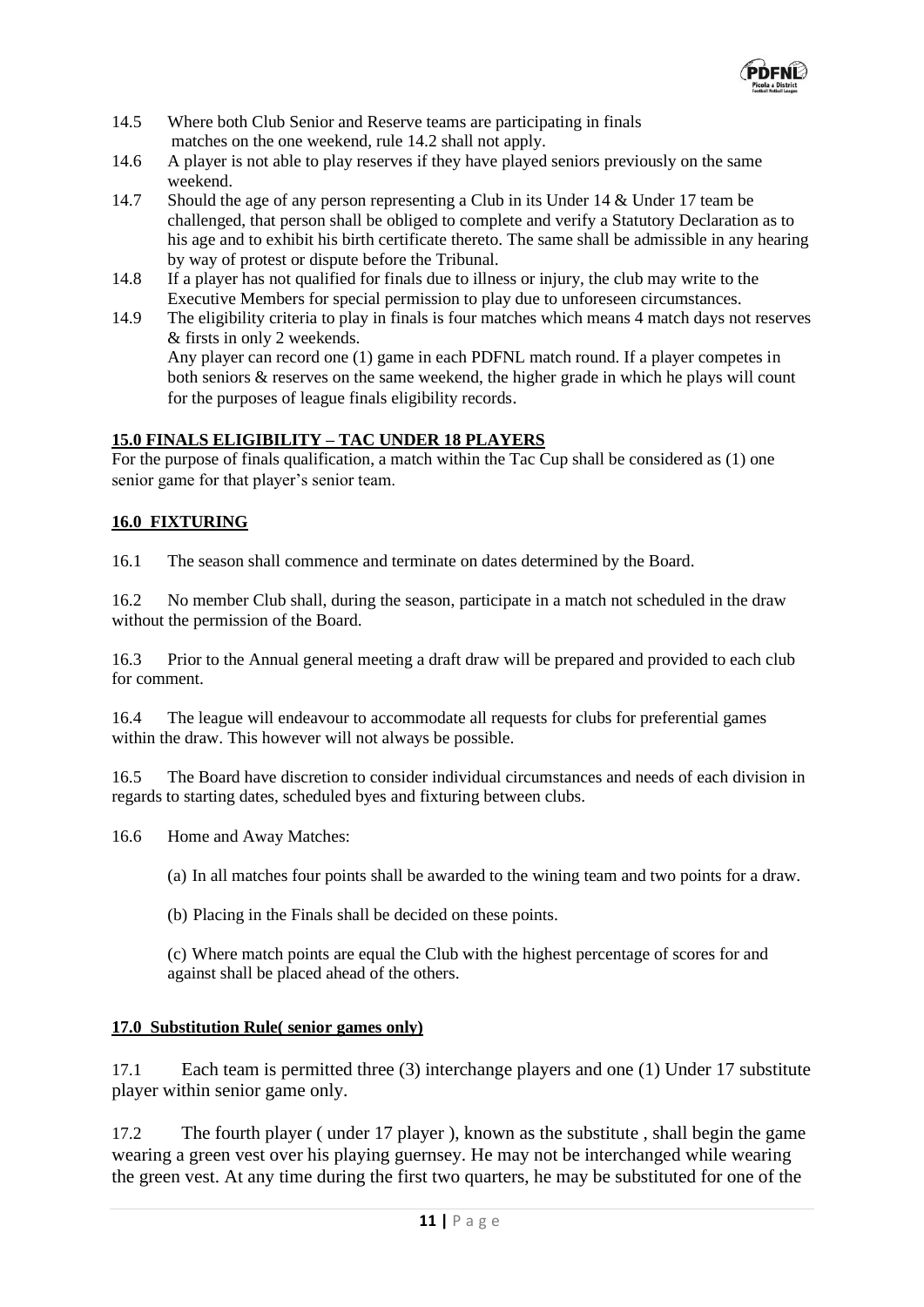14.5 Where both Club Senior and Reserve teams are participating in finals matches on the one weekend, rule 14.2 shall not apply.

14.6 A player is not able to play reserves if they have played seniors previously on the same weekend.

14.7 Should the age of any person representing a Club in its Under 14 & Under 17 team be challenged, that person shall be obliged to complete and verify a Statutory Declaration as to his age and to exhibit his birth certificate thereto. The same shall be admissible in any hearing by way of protest or dispute before the Tribunal.

14.8 If a player has not qualified for finals due to illness or injury, the club may write to the Executive Members for special permission to play due to unforeseen circumstances.

14.9 The eligibility criteria to play in finals is four matches which means 4 match days not reserves & firsts in only 2 weekends.
Any player can record one (1) game in each PDFNL match round. If a player competes in both seniors & reserves on the same weekend, the higher grade in which he plays will count for the purposes of league finals eligibility records.

## 15.0 FINALS ELIGIBILITY – TAC UNDER 18 PLAYERS

For the purpose of finals qualification, a match within the Tac Cup shall be considered as (1) one senior game for that player's senior team.

## 16.0 FIXTURING

16.1 The season shall commence and terminate on dates determined by the Board.

16.2 No member Club shall, during the season, participate in a match not scheduled in the draw without the permission of the Board.

16.3 Prior to the Annual general meeting a draft draw will be prepared and provided to each club for comment.

16.4 The league will endeavour to accommodate all requests for clubs for preferential games within the draw. This however will not always be possible.

16.5 The Board have discretion to consider individual circumstances and needs of each division in regards to starting dates, scheduled byes and fixturing between clubs.

16.6 Home and Away Matches:

(a) In all matches four points shall be awarded to the wining team and two points for a draw.

(b) Placing in the Finals shall be decided on these points.

(c) Where match points are equal the Club with the highest percentage of scores for and against shall be placed ahead of the others.

## 17.0 Substitution Rule( senior games only)

17.1 Each team is permitted three (3) interchange players and one (1) Under 17 substitute player within senior game only.

17.2 The fourth player ( under 17 player ), known as the substitute , shall begin the game wearing a green vest over his playing guernsey. He may not be interchanged while wearing the green vest. At any time during the first two quarters, he may be substituted for one of the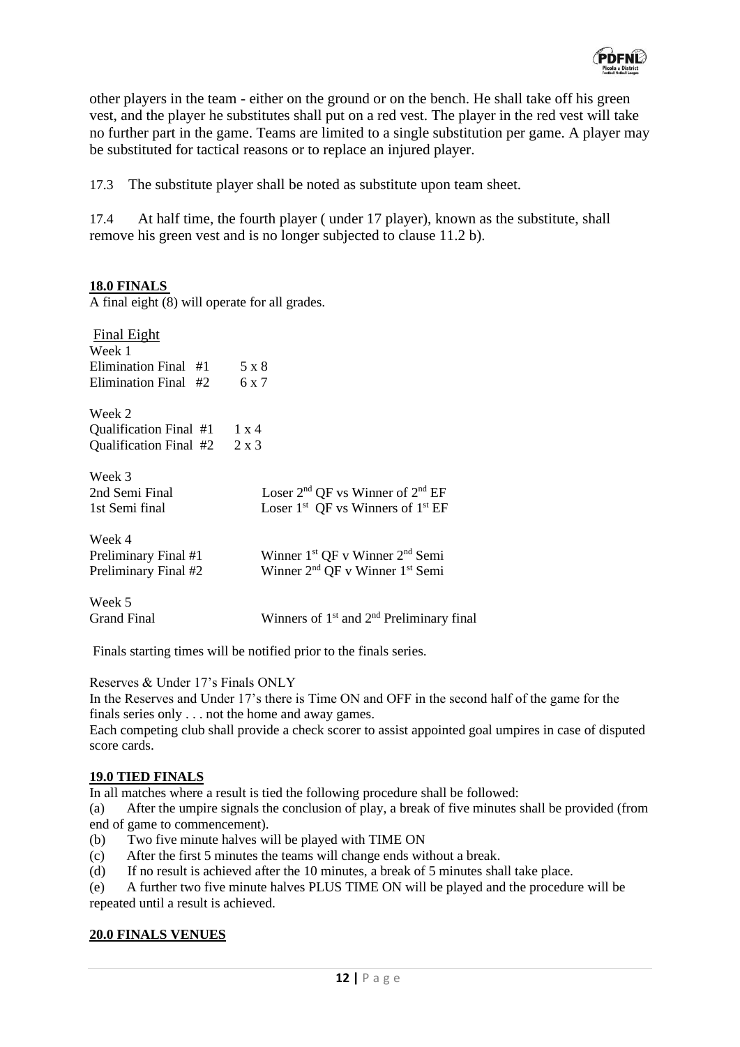other players in the team - either on the ground or on the bench. He shall take off his green vest, and the player he substitutes shall put on a red vest. The player in the red vest will take no further part in the game. Teams are limited to a single substitution per game. A player may be substituted for tactical reasons or to replace an injured player.

17.3 The substitute player shall be noted as substitute upon team sheet.

17.4 At half time, the fourth player ( under 17 player), known as the substitute, shall remove his green vest and is no longer subjected to clause 11.2 b).

## 18.0 FINALS

A final eight (8) will operate for all grades.

Final Eight

Week 1
Elimination Final #1 5 x 8
Elimination Final #2 6 x 7

Week 2
Qualification Final #1 1 x 4
Qualification Final #2 2 x 3

Week 3
2nd Semi Final Loser 2nd QF vs Winner of 2nd EF
1st Semi final Loser 1st QF vs Winners of 1st EF

Week 4
Preliminary Final #1 Winner 1st QF v Winner 2nd Semi
Preliminary Final #2 Winner 2nd QF v Winner 1st Semi

Week 5
Grand Final Winners of 1st and 2nd Preliminary final

Finals starting times will be notified prior to the finals series.

Reserves & Under 17's Finals ONLY
In the Reserves and Under 17's there is Time ON and OFF in the second half of the game for the finals series only . . . not the home and away games.
Each competing club shall provide a check scorer to assist appointed goal umpires in case of disputed score cards.

## 19.0 TIED FINALS

In all matches where a result is tied the following procedure shall be followed:

(a) After the umpire signals the conclusion of play, a break of five minutes shall be provided (from end of game to commencement).
(b) Two five minute halves will be played with TIME ON
(c) After the first 5 minutes the teams will change ends without a break.
(d) If no result is achieved after the 10 minutes, a break of 5 minutes shall take place.
(e) A further two five minute halves PLUS TIME ON will be played and the procedure will be repeated until a result is achieved.

## 20.0 FINALS VENUES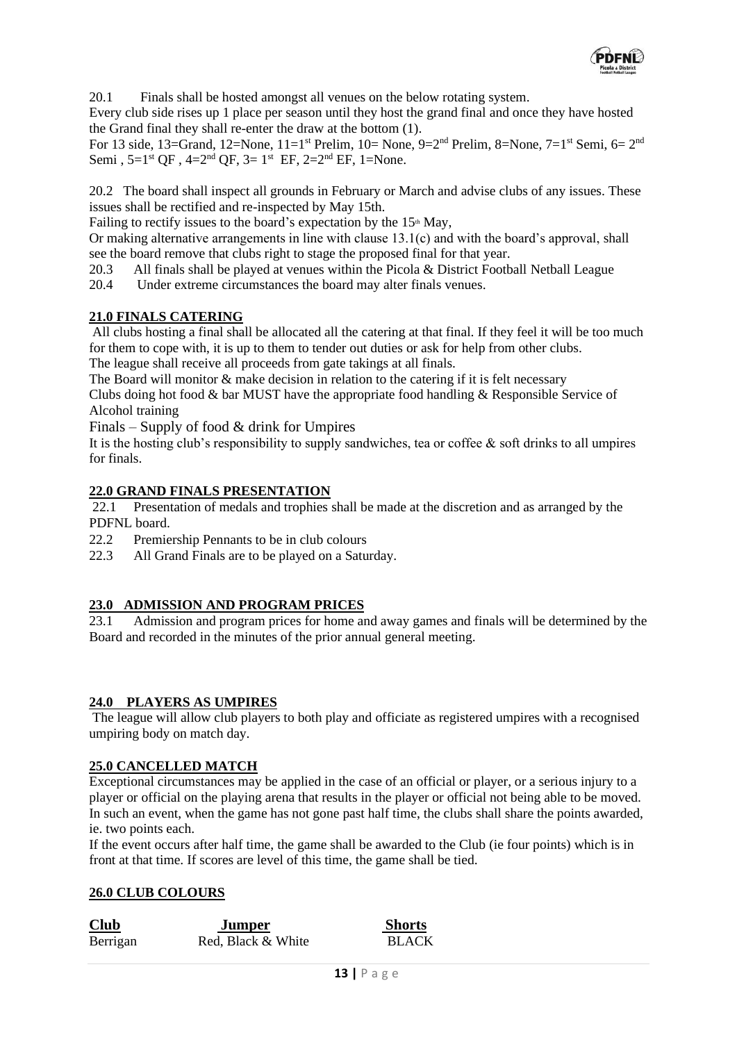20.1 Finals shall be hosted amongst all venues on the below rotating system.

Every club side rises up 1 place per season until they host the grand final and once they have hosted the Grand final they shall re-enter the draw at the bottom (1).

For 13 side, 13=Grand, 12=None, 11=1st Prelim, 10= None, 9=2nd Prelim, 8=None, 7=1st Semi, 6= 2nd Semi , 5=1st QF , 4=2nd QF, 3= 1st EF, 2=2nd EF, 1=None.

20.2 The board shall inspect all grounds in February or March and advise clubs of any issues. These issues shall be rectified and re-inspected by May 15th.

Failing to rectify issues to the board's expectation by the 15th May,

Or making alternative arrangements in line with clause 13.1(c) and with the board's approval, shall see the board remove that clubs right to stage the proposed final for that year.

20.3 All finals shall be played at venues within the Picola & District Football Netball League

20.4 Under extreme circumstances the board may alter finals venues.

## 21.0 FINALS CATERING

All clubs hosting a final shall be allocated all the catering at that final. If they feel it will be too much for them to cope with, it is up to them to tender out duties or ask for help from other clubs.

The league shall receive all proceeds from gate takings at all finals.

The Board will monitor & make decision in relation to the catering if it is felt necessary

Clubs doing hot food & bar MUST have the appropriate food handling & Responsible Service of Alcohol training

Finals – Supply of food & drink for Umpires

It is the hosting club's responsibility to supply sandwiches, tea or coffee & soft drinks to all umpires for finals.

## 22.0 GRAND FINALS PRESENTATION

22.1 Presentation of medals and trophies shall be made at the discretion and as arranged by the PDFNL board.

22.2 Premiership Pennants to be in club colours

22.3 All Grand Finals are to be played on a Saturday.

## 23.0 ADMISSION AND PROGRAM PRICES

23.1 Admission and program prices for home and away games and finals will be determined by the Board and recorded in the minutes of the prior annual general meeting.

## 24.0 PLAYERS AS UMPIRES

The league will allow club players to both play and officiate as registered umpires with a recognised umpiring body on match day.

## 25.0 CANCELLED MATCH

Exceptional circumstances may be applied in the case of an official or player, or a serious injury to a player or official on the playing arena that results in the player or official not being able to be moved. In such an event, when the game has not gone past half time, the clubs shall share the points awarded, ie. two points each.

If the event occurs after half time, the game shall be awarded to the Club (ie four points) which is in front at that time. If scores are level of this time, the game shall be tied.

## 26.0 CLUB COLOURS

| Club | Jumper | Shorts |
|---|---|---|
| Berrigan | Red, Black & White | BLACK |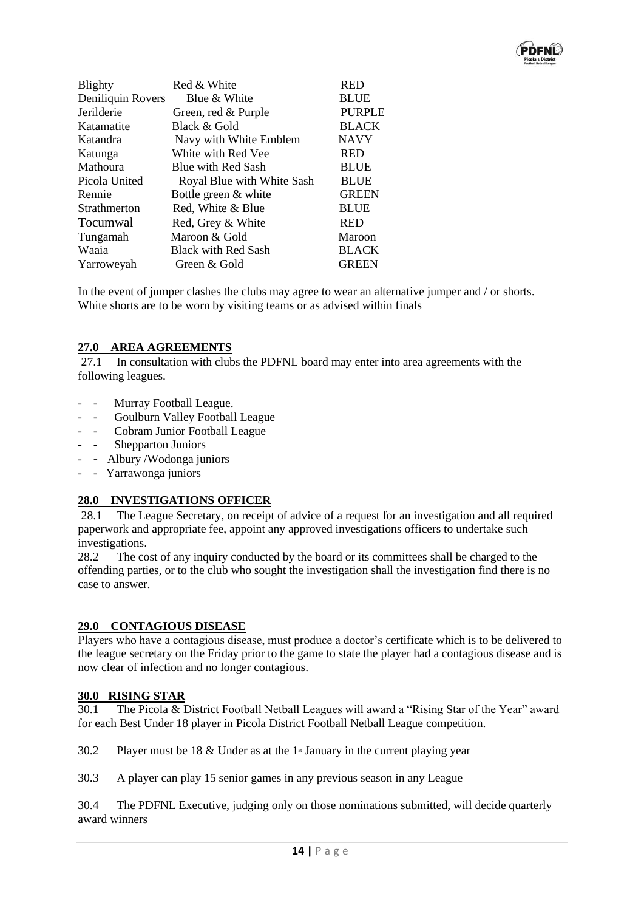| | | |
|---|---|---|
| Blighty | Red & White | RED |
| Deniliquin Rovers | Blue & White | BLUE |
| Jerilderie | Green, red & Purple | PURPLE |
| Katamatite | Black & Gold | BLACK |
| Katandra | Navy with White Emblem | NAVY |
| Katunga | White with Red Vee | RED |
| Mathoura | Blue with Red Sash | BLUE |
| Picola United | Royal Blue with White Sash | BLUE |
| Rennie | Bottle green & white | GREEN |
| Strathmerton | Red, White & Blue | BLUE |
| Tocumwal | Red, Grey & White | RED |
| Tungamah | Maroon & Gold | Maroon |
| Waaia | Black with Red Sash | BLACK |
| Yarroweyah | Green & Gold | GREEN |

In the event of jumper clashes the clubs may agree to wear an alternative jumper and / or shorts. White shorts are to be worn by visiting teams or as advised within finals

## 27.0 AREA AGREEMENTS

27.1 In consultation with clubs the PDFNL board may enter into area agreements with the following leagues.

- Murray Football League.
- Goulburn Valley Football League
- Cobram Junior Football League
- Shepparton Juniors
- Albury /Wodonga juniors
- Yarrawonga juniors

## 28.0 INVESTIGATIONS OFFICER

28.1 The League Secretary, on receipt of advice of a request for an investigation and all required paperwork and appropriate fee, appoint any approved investigations officers to undertake such investigations.

28.2 The cost of any inquiry conducted by the board or its committees shall be charged to the offending parties, or to the club who sought the investigation shall the investigation find there is no case to answer.

## 29.0 CONTAGIOUS DISEASE

Players who have a contagious disease, must produce a doctor's certificate which is to be delivered to the league secretary on the Friday prior to the game to state the player had a contagious disease and is now clear of infection and no longer contagious.

## 30.0 RISING STAR

30.1 The Picola & District Football Netball Leagues will award a "Rising Star of the Year" award for each Best Under 18 player in Picola District Football Netball League competition.

30.2 Player must be 18 & Under as at the 1st January in the current playing year

30.3 A player can play 15 senior games in any previous season in any League

30.4 The PDFNL Executive, judging only on those nominations submitted, will decide quarterly award winners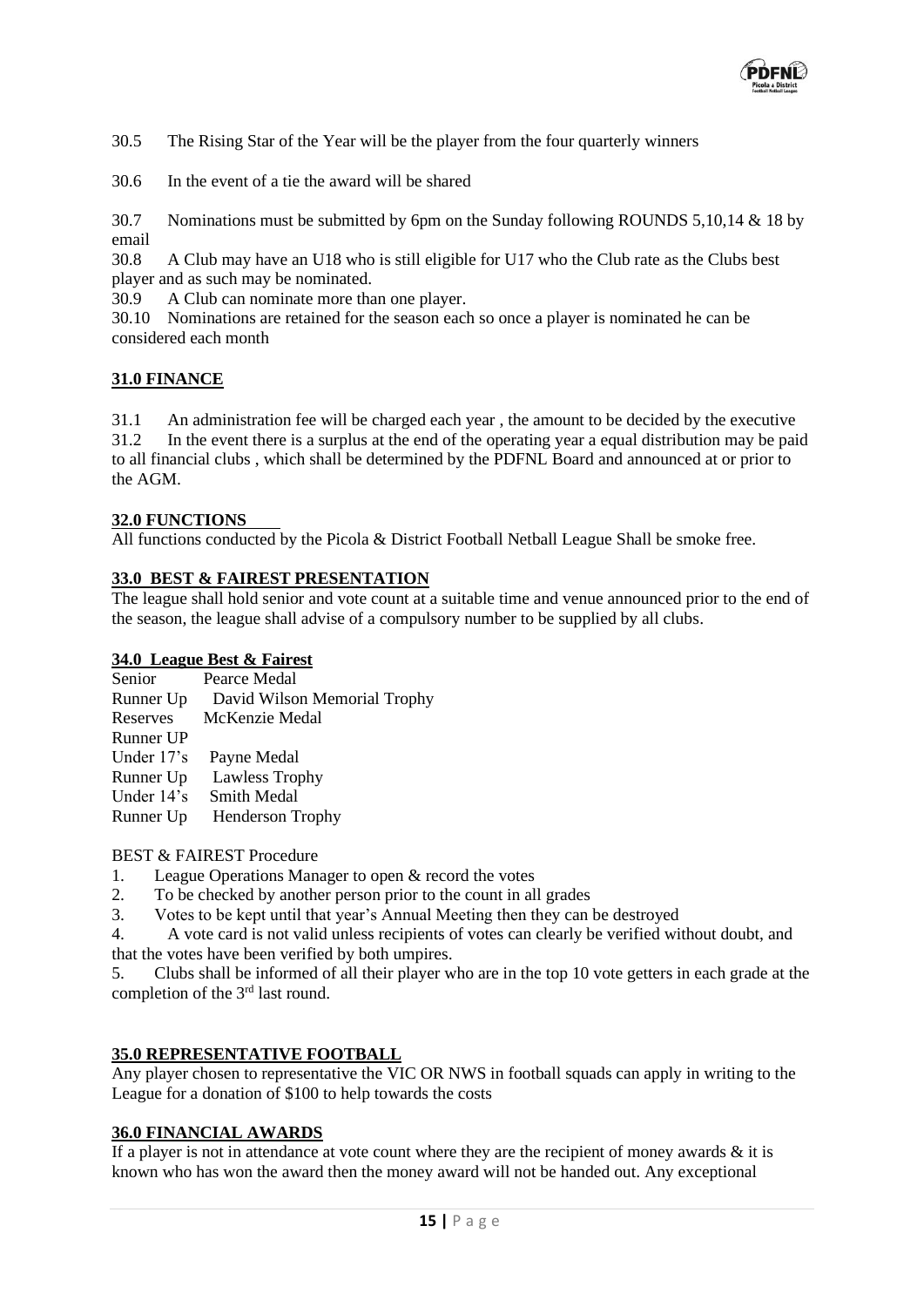30.5 The Rising Star of the Year will be the player from the four quarterly winners

30.6 In the event of a tie the award will be shared

30.7 Nominations must be submitted by 6pm on the Sunday following ROUNDS 5,10,14 & 18 by email

30.8 A Club may have an U18 who is still eligible for U17 who the Club rate as the Clubs best player and as such may be nominated.

30.9 A Club can nominate more than one player.

30.10 Nominations are retained for the season each so once a player is nominated he can be considered each month

## 31.0 FINANCE

31.1 An administration fee will be charged each year , the amount to be decided by the executive

31.2 In the event there is a surplus at the end of the operating year a equal distribution may be paid to all financial clubs , which shall be determined by the PDFNL Board and announced at or prior to the AGM.

## 32.0 FUNCTIONS

All functions conducted by the Picola & District Football Netball League Shall be smoke free.

## 33.0 BEST & FAIREST PRESENTATION

The league shall hold senior and vote count at a suitable time and venue announced prior to the end of the season, the league shall advise of a compulsory number to be supplied by all clubs.

## 34.0 League Best & Fairest

| | |
|---|---|
| Senior | Pearce Medal |
| Runner Up | David Wilson Memorial Trophy |
| Reserves | McKenzie Medal |
| Runner UP | |
| Under 17's | Payne Medal |
| Runner Up | Lawless Trophy |
| Under 14's | Smith Medal |
| Runner Up | Henderson Trophy |

BEST & FAIREST Procedure

1. League Operations Manager to open & record the votes
2. To be checked by another person prior to the count in all grades
3. Votes to be kept until that year's Annual Meeting then they can be destroyed
4. A vote card is not valid unless recipients of votes can clearly be verified without doubt, and that the votes have been verified by both umpires.
5. Clubs shall be informed of all their player who are in the top 10 vote getters in each grade at the completion of the 3rd last round.

## 35.0 REPRESENTATIVE FOOTBALL

Any player chosen to representative the VIC OR NWS in football squads can apply in writing to the League for a donation of $100 to help towards the costs

## 36.0 FINANCIAL AWARDS

If a player is not in attendance at vote count where they are the recipient of money awards & it is known who has won the award then the money award will not be handed out. Any exceptional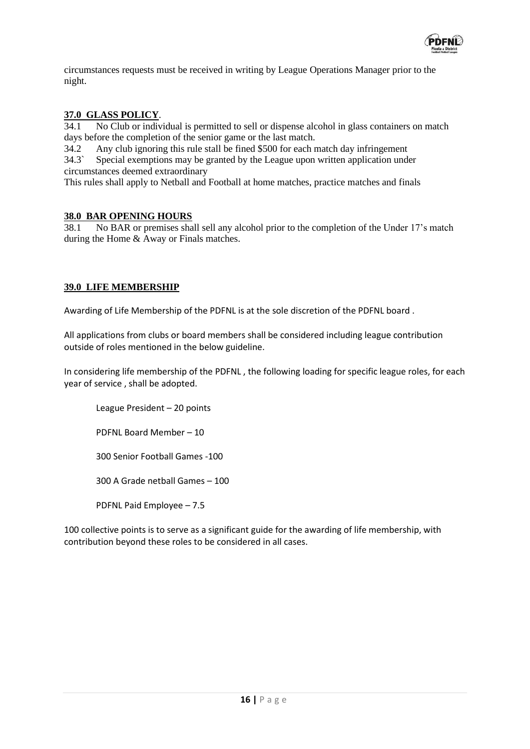circumstances requests must be received in writing by League Operations Manager prior to the night.

## **37.0 GLASS POLICY**.

34.1 No Club or individual is permitted to sell or dispense alcohol in glass containers on match days before the completion of the senior game or the last match.

34.2 Any club ignoring this rule stall be fined $500 for each match day infringement

34.3` Special exemptions may be granted by the League upon written application under circumstances deemed extraordinary

This rules shall apply to Netball and Football at home matches, practice matches and finals

## **38.0 BAR OPENING HOURS**

38.1 No BAR or premises shall sell any alcohol prior to the completion of the Under 17's match during the Home & Away or Finals matches.

## **39.0 LIFE MEMBERSHIP**

Awarding of Life Membership of the PDFNL is at the sole discretion of the PDFNL board .

All applications from clubs or board members shall be considered including league contribution outside of roles mentioned in the below guideline.

In considering life membership of the PDFNL , the following loading for specific league roles, for each year of service , shall be adopted.

League President – 20 points

PDFNL Board Member – 10

300 Senior Football Games -100

300 A Grade netball Games – 100

PDFNL Paid Employee – 7.5

100 collective points is to serve as a significant guide for the awarding of life membership, with contribution beyond these roles to be considered in all cases.